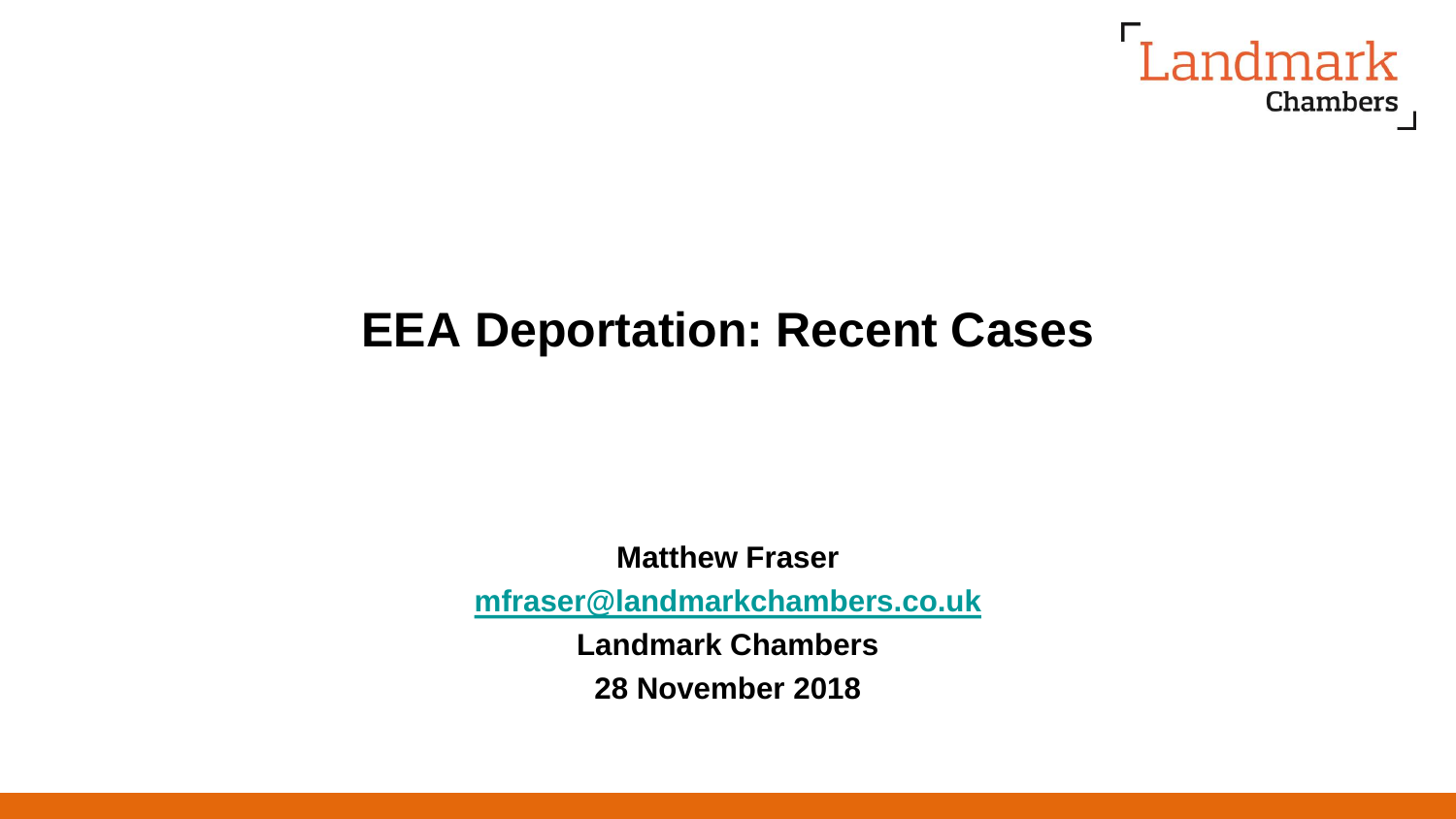Landmark Chambers

# EEA Deportation: Recent Cases

**Matthew Fraser**

**mfraser@landmarkchambers.co.uk**

**Landmark Chambers**

**28 November 2018**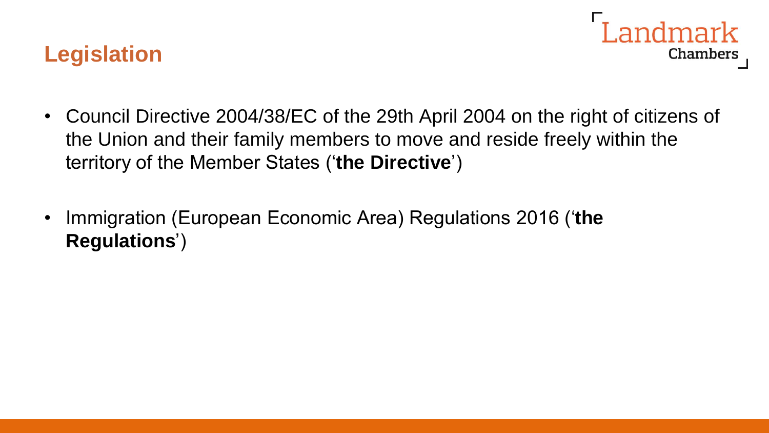## Legislation

- Council Directive 2004/38/EC of the 29th April 2004 on the right of citizens of the Union and their family members to move and reside freely within the territory of the Member States ('**the Directive**')
- Immigration (European Economic Area) Regulations 2016 ('**the Regulations**')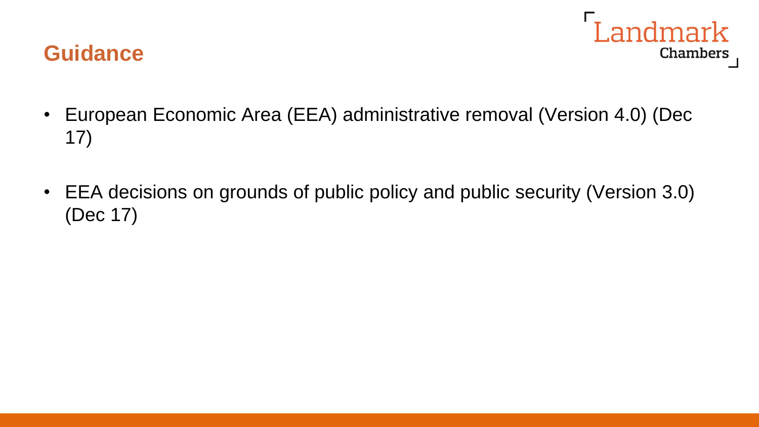## Guidance

- European Economic Area (EEA) administrative removal (Version 4.0) (Dec 17)
- EEA decisions on grounds of public policy and public security (Version 3.0) (Dec 17)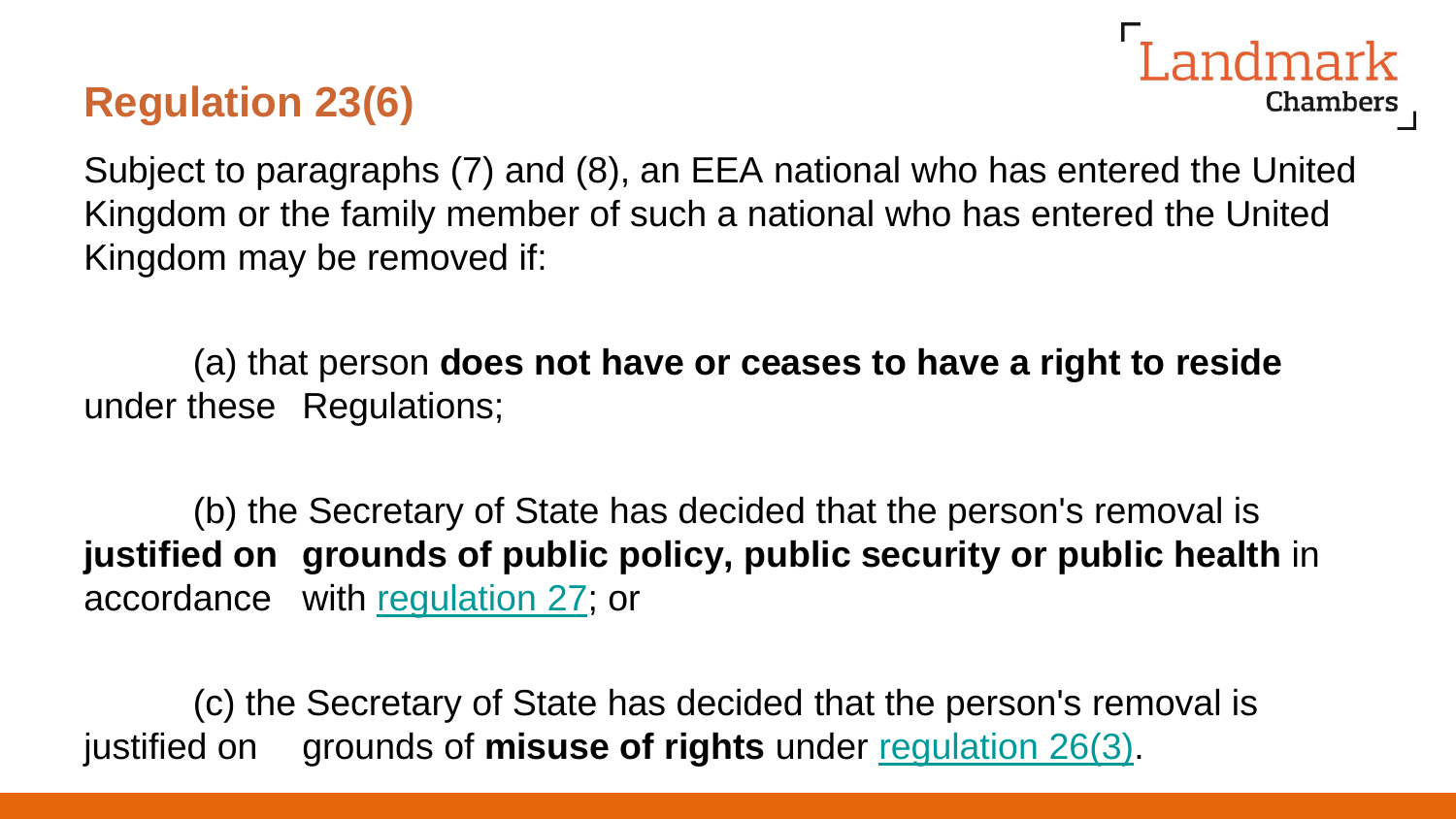## Regulation 23(6)

Subject to paragraphs (7) and (8), an EEA national who has entered the United Kingdom or the family member of such a national who has entered the United Kingdom may be removed if:

(a) that person **does not have or ceases to have a right to reside** under these Regulations;

(b) the Secretary of State has decided that the person's removal is **justified on grounds of public policy, public security or public health** in accordance with regulation 27; or

(c) the Secretary of State has decided that the person's removal is justified on grounds of **misuse of rights** under regulation 26(3).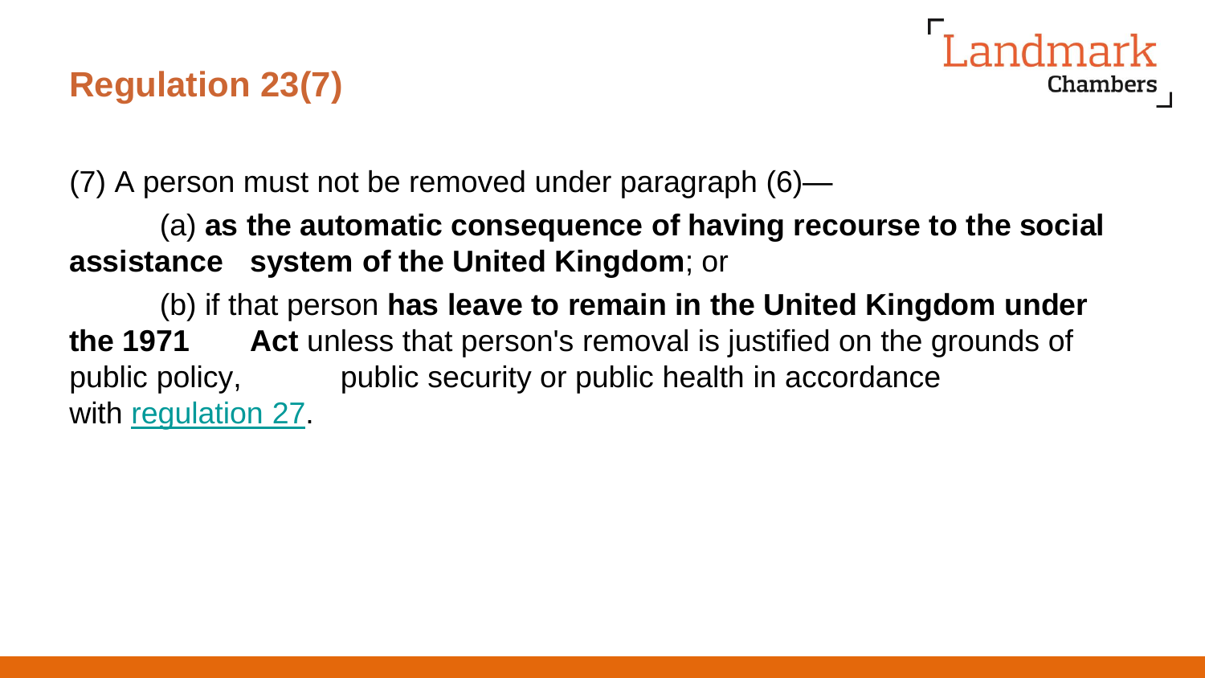## Regulation 23(7)

(7) A person must not be removed under paragraph (6)—

(a) **as the automatic consequence of having recourse to the social assistance system of the United Kingdom**; or

(b) if that person **has leave to remain in the United Kingdom under the 1971 Act** unless that person's removal is justified on the grounds of public policy, public security or public health in accordance with regulation 27.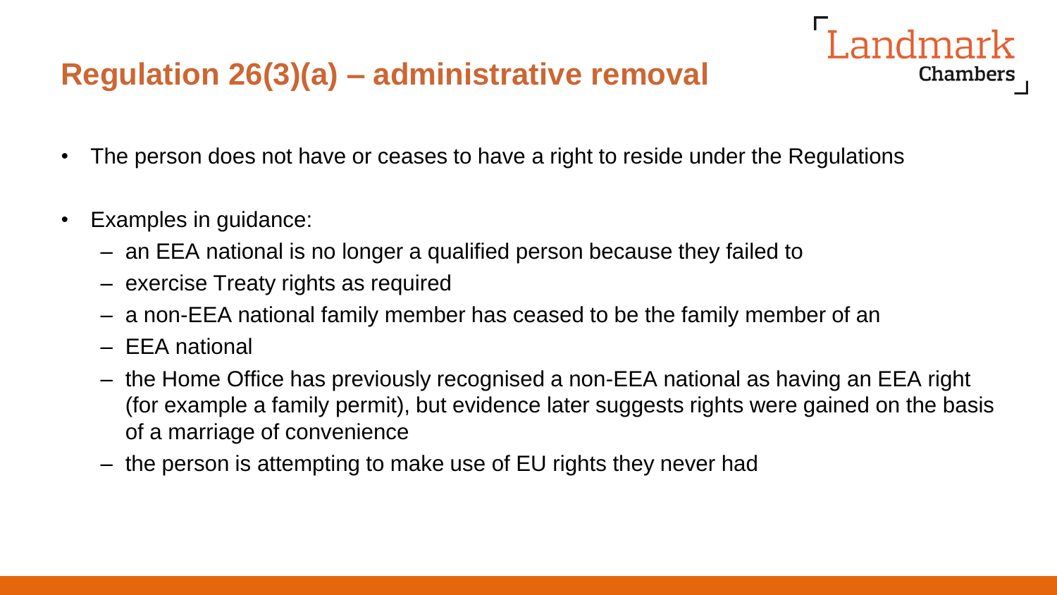## Regulation 26(3)(a) – administrative removal

- The person does not have or ceases to have a right to reside under the Regulations
- Examples in guidance:
  - an EEA national is no longer a qualified person because they failed to
  - exercise Treaty rights as required
  - a non-EEA national family member has ceased to be the family member of an
  - EEA national
  - the Home Office has previously recognised a non-EEA national as having an EEA right (for example a family permit), but evidence later suggests rights were gained on the basis of a marriage of convenience
  - the person is attempting to make use of EU rights they never had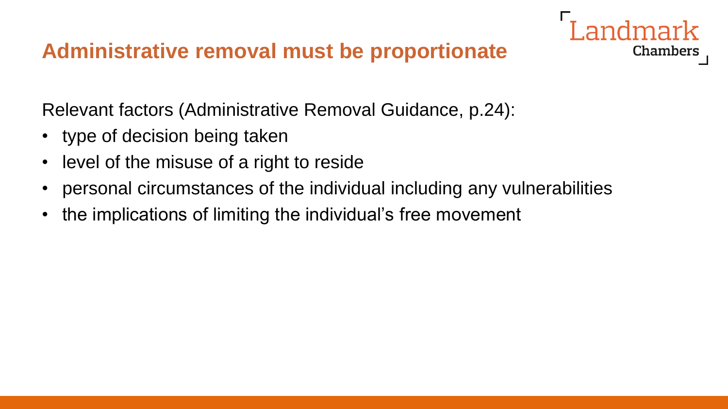## Administrative removal must be proportionate

Relevant factors (Administrative Removal Guidance, p.24):

- type of decision being taken
- level of the misuse of a right to reside
- personal circumstances of the individual including any vulnerabilities
- the implications of limiting the individual's free movement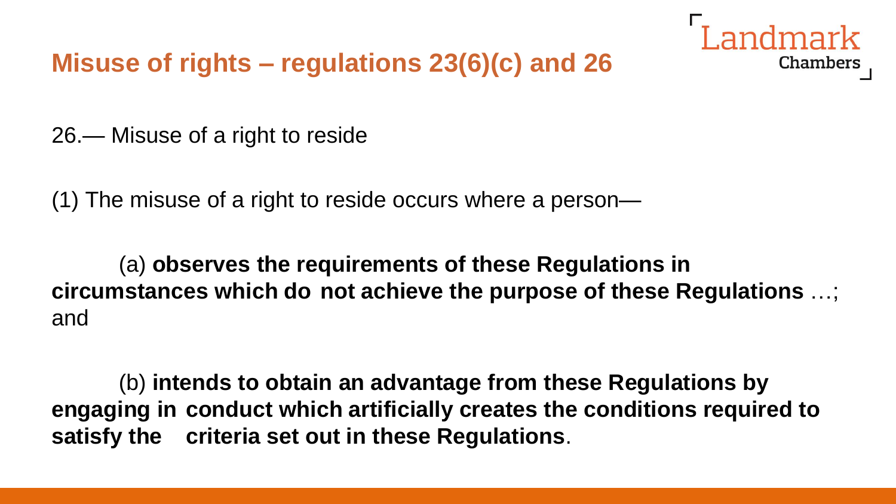## Misuse of rights – regulations 23(6)(c) and 26

26.— Misuse of a right to reside

(1) The misuse of a right to reside occurs where a person—

(a) **observes the requirements of these Regulations in circumstances which do not achieve the purpose of these Regulations** …; and

(b) **intends to obtain an advantage from these Regulations by engaging in conduct which artificially creates the conditions required to satisfy the criteria set out in these Regulations**.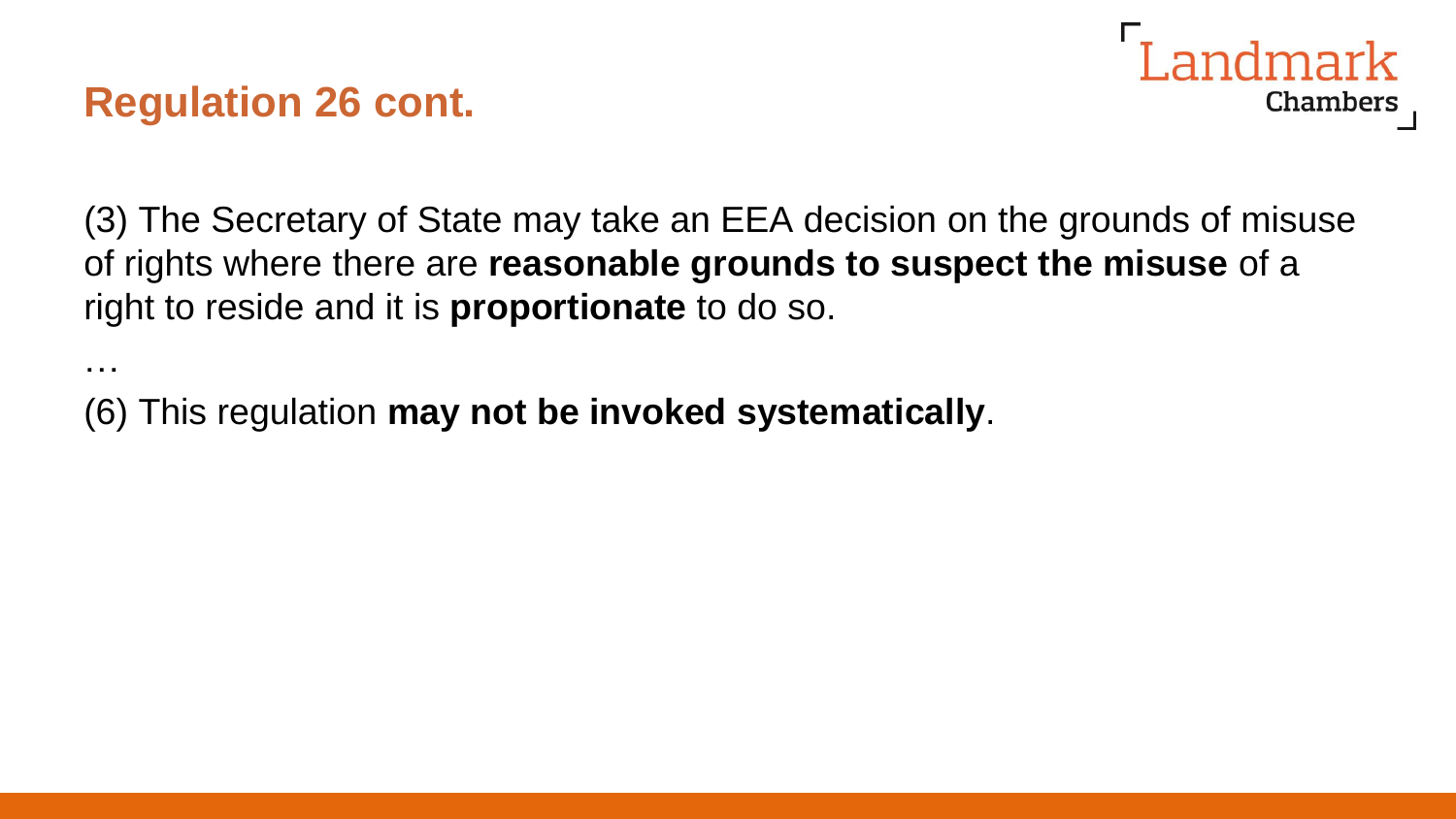## Regulation 26 cont.

(3) The Secretary of State may take an EEA decision on the grounds of misuse of rights where there are **reasonable grounds to suspect the misuse** of a right to reside and it is **proportionate** to do so.

…

(6) This regulation **may not be invoked systematically**.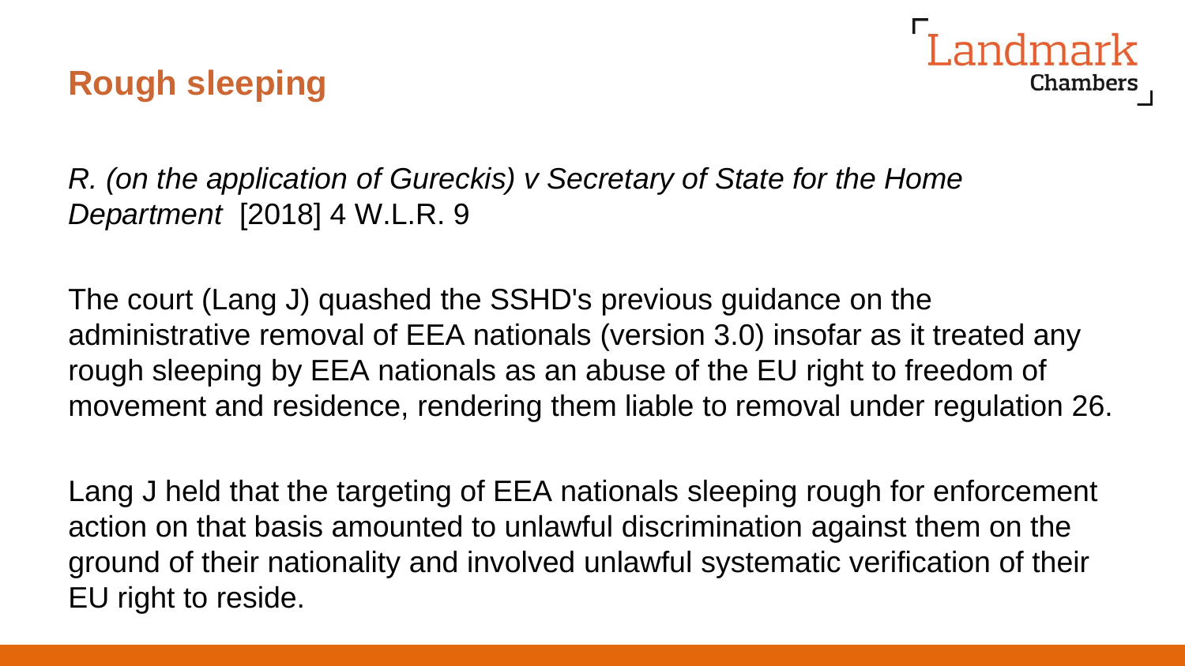## Rough sleeping

*R. (on the application of Gureckis) v Secretary of State for the Home Department* [2018] 4 W.L.R. 9

The court (Lang J) quashed the SSHD's previous guidance on the administrative removal of EEA nationals (version 3.0) insofar as it treated any rough sleeping by EEA nationals as an abuse of the EU right to freedom of movement and residence, rendering them liable to removal under regulation 26.

Lang J held that the targeting of EEA nationals sleeping rough for enforcement action on that basis amounted to unlawful discrimination against them on the ground of their nationality and involved unlawful systematic verification of their EU right to reside.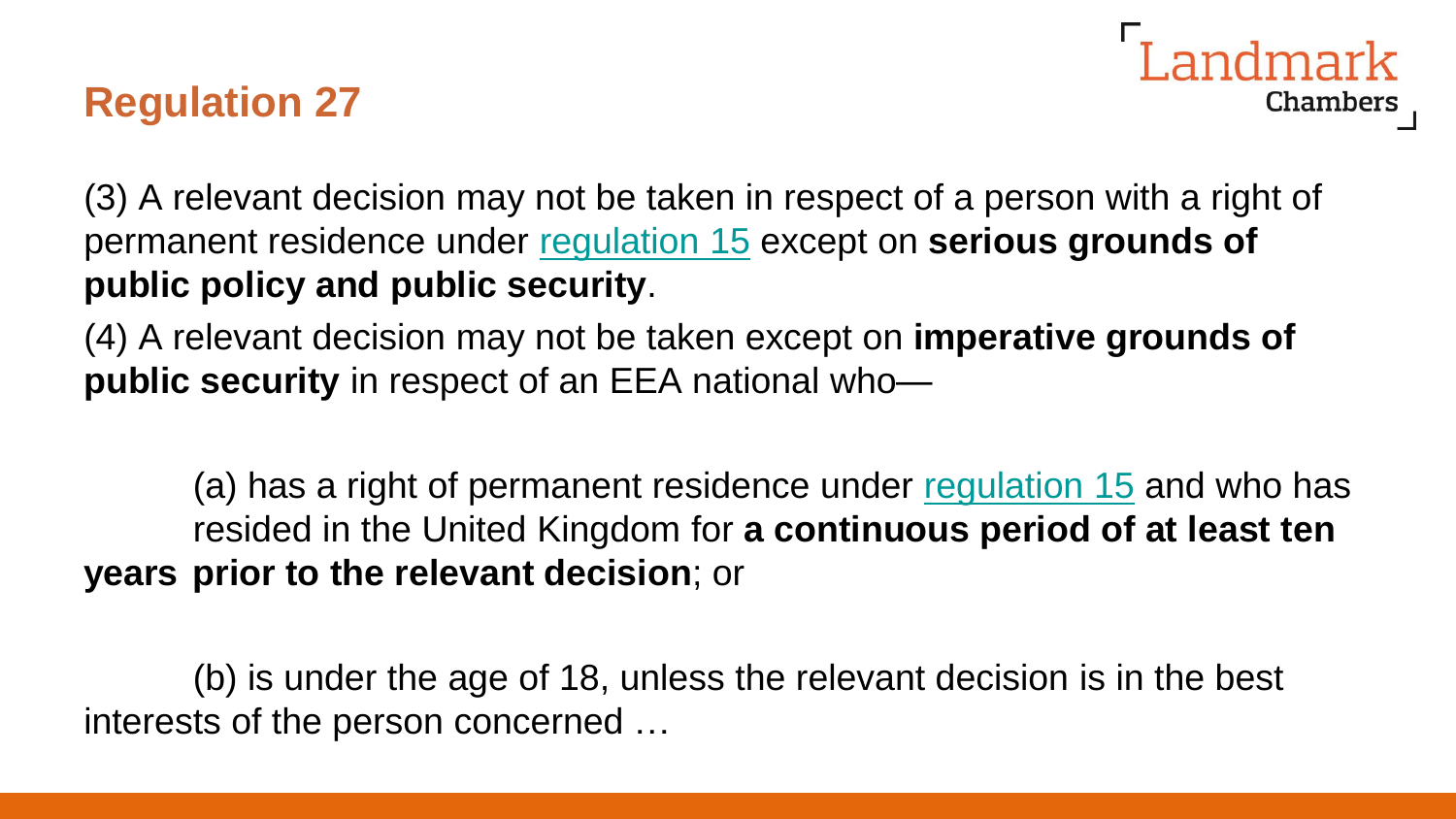## Regulation 27

(3) A relevant decision may not be taken in respect of a person with a right of permanent residence under regulation 15 except on **serious grounds of public policy and public security**.

(4) A relevant decision may not be taken except on **imperative grounds of public security** in respect of an EEA national who—

(a) has a right of permanent residence under regulation 15 and who has resided in the United Kingdom for **a continuous period of at least ten years prior to the relevant decision**; or

(b) is under the age of 18, unless the relevant decision is in the best interests of the person concerned …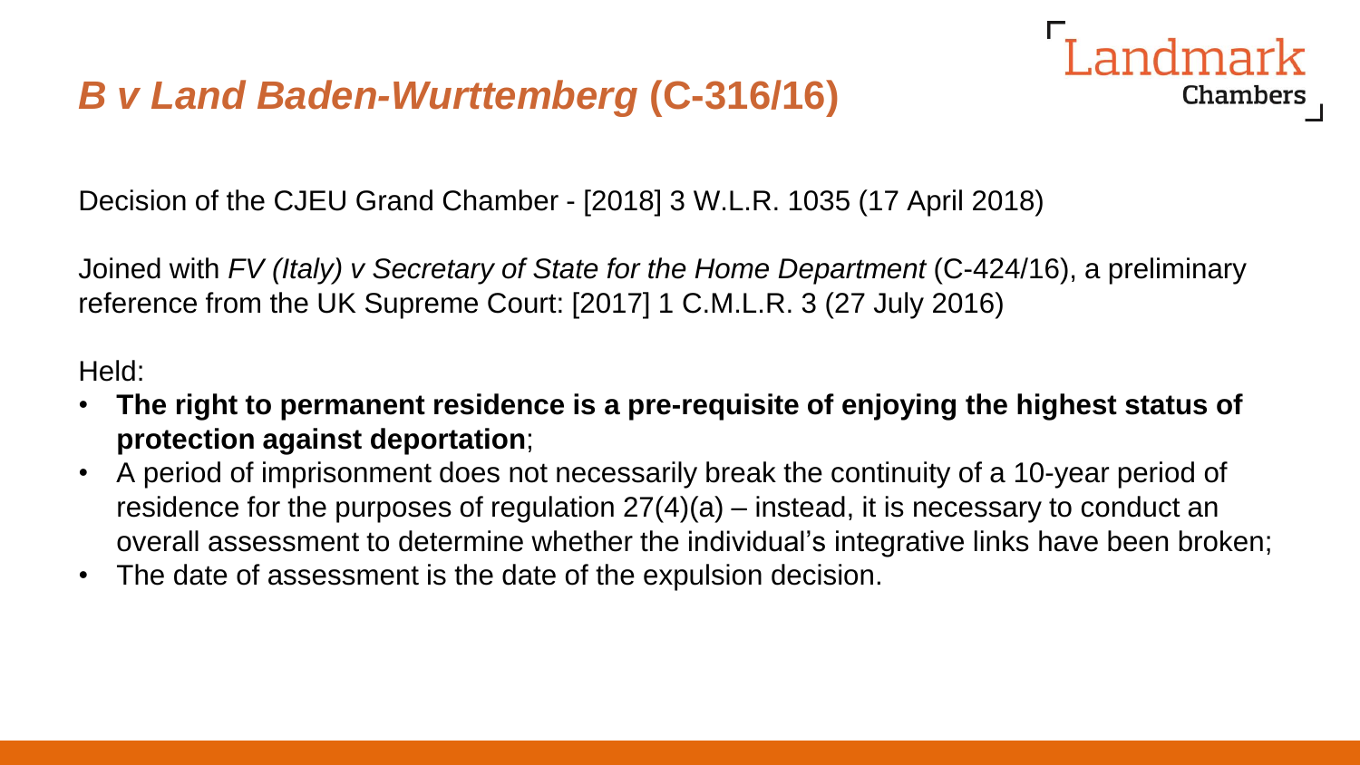# *B v Land Baden-Wurttemberg* (C-316/16)

Decision of the CJEU Grand Chamber - [2018] 3 W.L.R. 1035 (17 April 2018)

Joined with *FV (Italy) v Secretary of State for the Home Department* (C-424/16), a preliminary reference from the UK Supreme Court: [2017] 1 C.M.L.R. 3 (27 July 2016)

Held:

- **The right to permanent residence is a pre-requisite of enjoying the highest status of protection against deportation**;
- A period of imprisonment does not necessarily break the continuity of a 10-year period of residence for the purposes of regulation 27(4)(a) – instead, it is necessary to conduct an overall assessment to determine whether the individual's integrative links have been broken;
- The date of assessment is the date of the expulsion decision.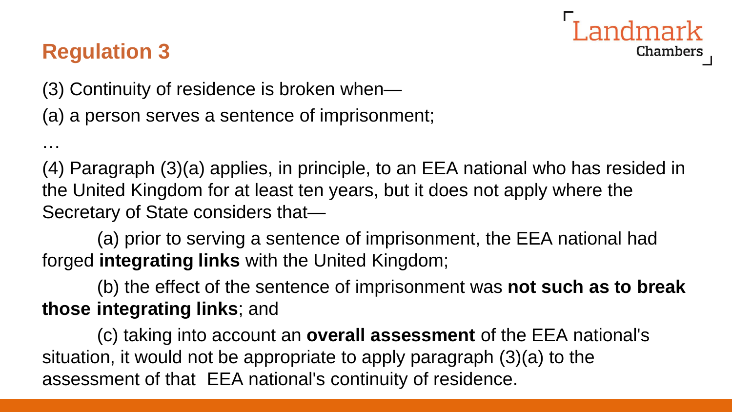## Regulation 3

(3) Continuity of residence is broken when—

(a) a person serves a sentence of imprisonment;

…

(4) Paragraph (3)(a) applies, in principle, to an EEA national who has resided in the United Kingdom for at least ten years, but it does not apply where the Secretary of State considers that—

(a) prior to serving a sentence of imprisonment, the EEA national had forged **integrating links** with the United Kingdom;

(b) the effect of the sentence of imprisonment was **not such as to break those integrating links**; and

(c) taking into account an **overall assessment** of the EEA national's situation, it would not be appropriate to apply paragraph (3)(a) to the assessment of that EEA national's continuity of residence.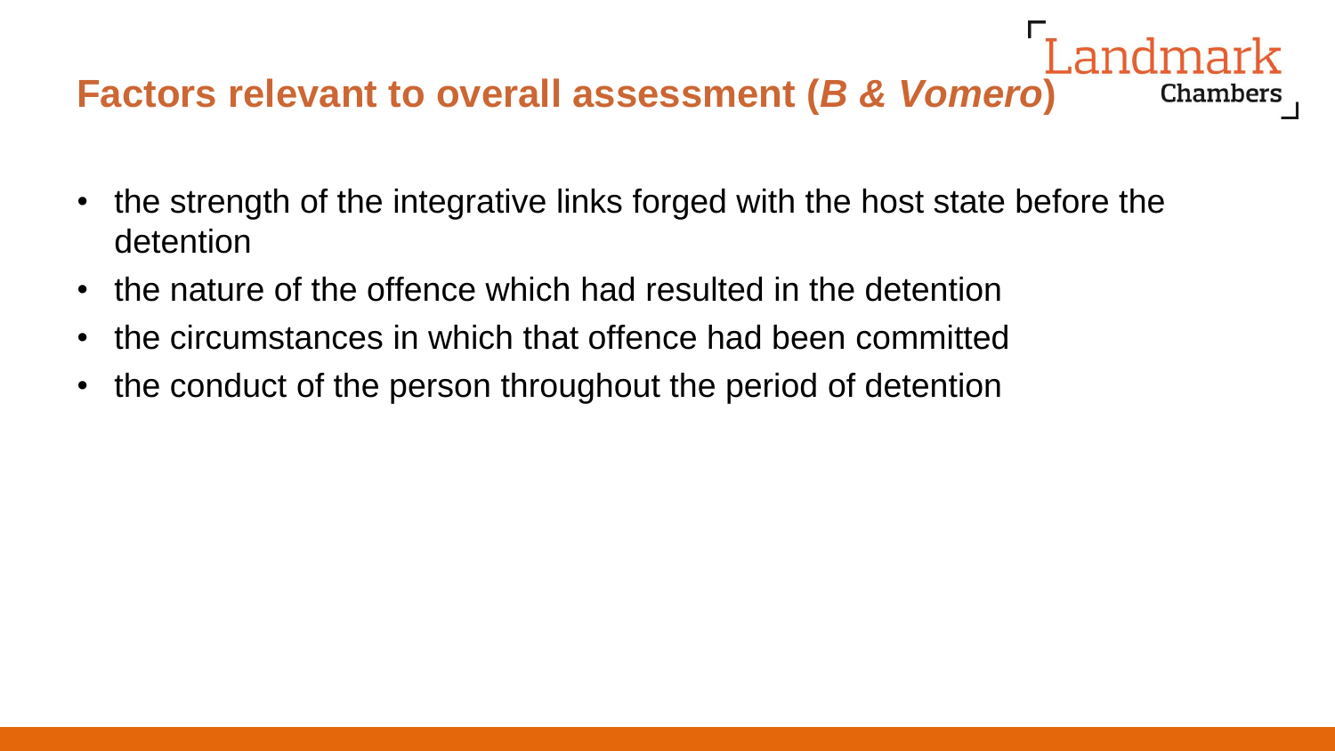## Factors relevant to overall assessment (*B & Vomero*)

- the strength of the integrative links forged with the host state before the detention
- the nature of the offence which had resulted in the detention
- the circumstances in which that offence had been committed
- the conduct of the person throughout the period of detention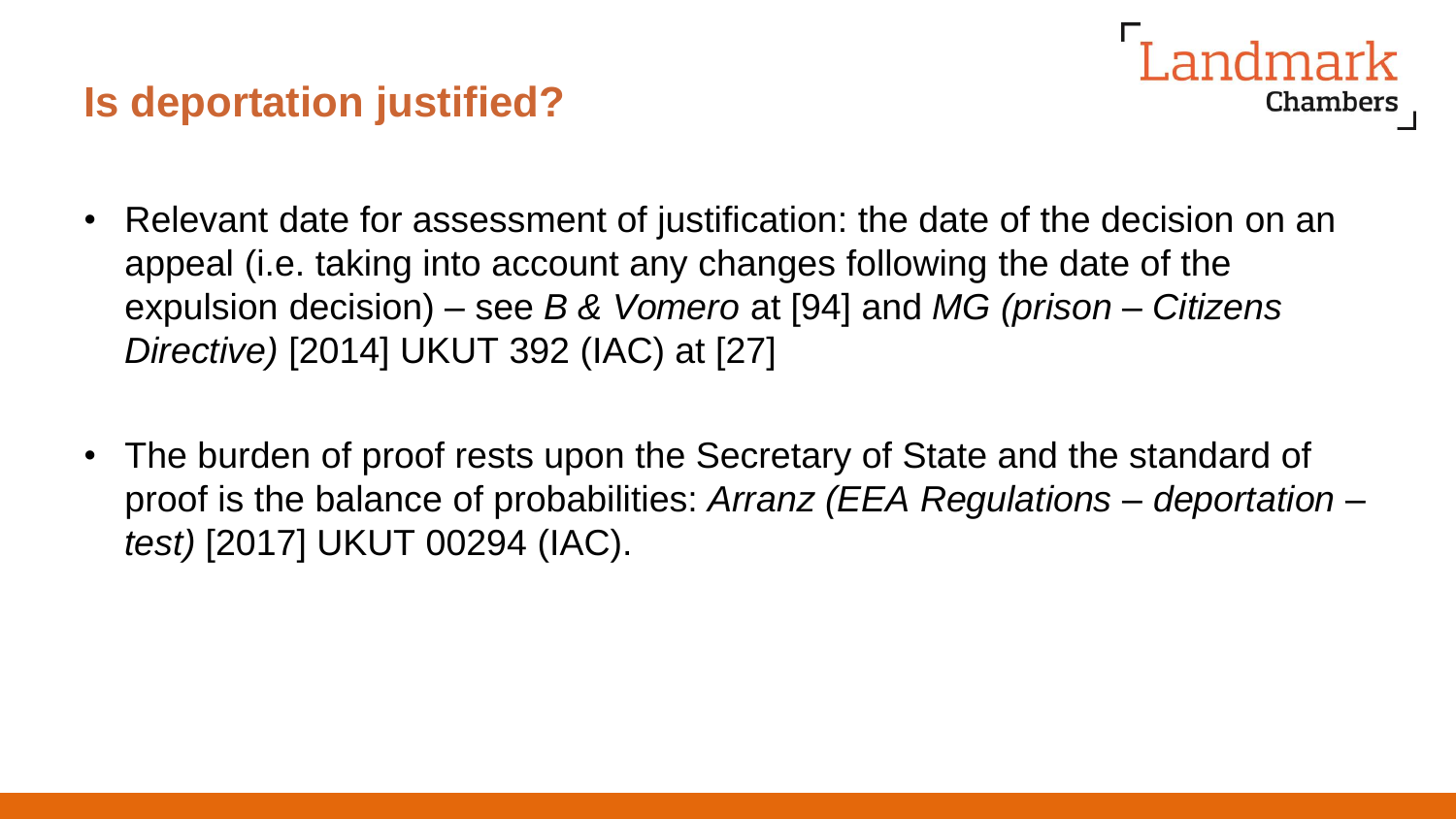## Is deportation justified?

- Relevant date for assessment of justification: the date of the decision on an appeal (i.e. taking into account any changes following the date of the expulsion decision) – see *B & Vomero* at [94] and *MG (prison – Citizens Directive)* [2014] UKUT 392 (IAC) at [27]

- The burden of proof rests upon the Secretary of State and the standard of proof is the balance of probabilities: *Arranz (EEA Regulations – deportation – test)* [2017] UKUT 00294 (IAC).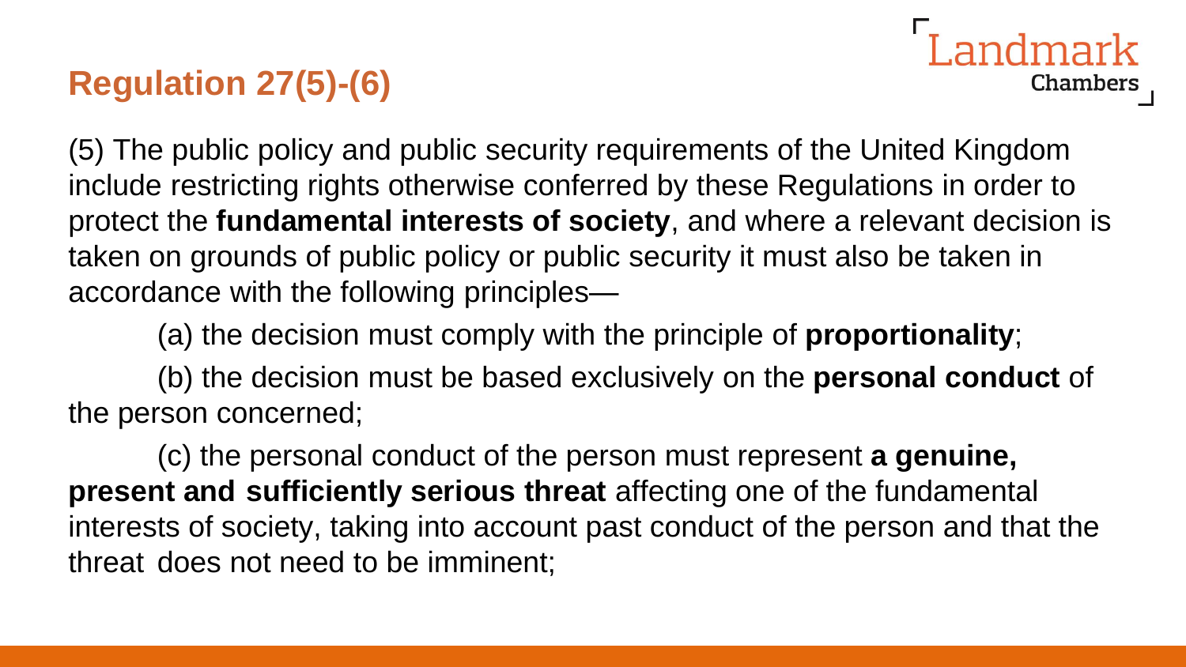## Regulation 27(5)-(6)

(5) The public policy and public security requirements of the United Kingdom include restricting rights otherwise conferred by these Regulations in order to protect the **fundamental interests of society**, and where a relevant decision is taken on grounds of public policy or public security it must also be taken in accordance with the following principles—

(a) the decision must comply with the principle of **proportionality**;

(b) the decision must be based exclusively on the **personal conduct** of the person concerned;

(c) the personal conduct of the person must represent **a genuine, present and sufficiently serious threat** affecting one of the fundamental interests of society, taking into account past conduct of the person and that the threat does not need to be imminent;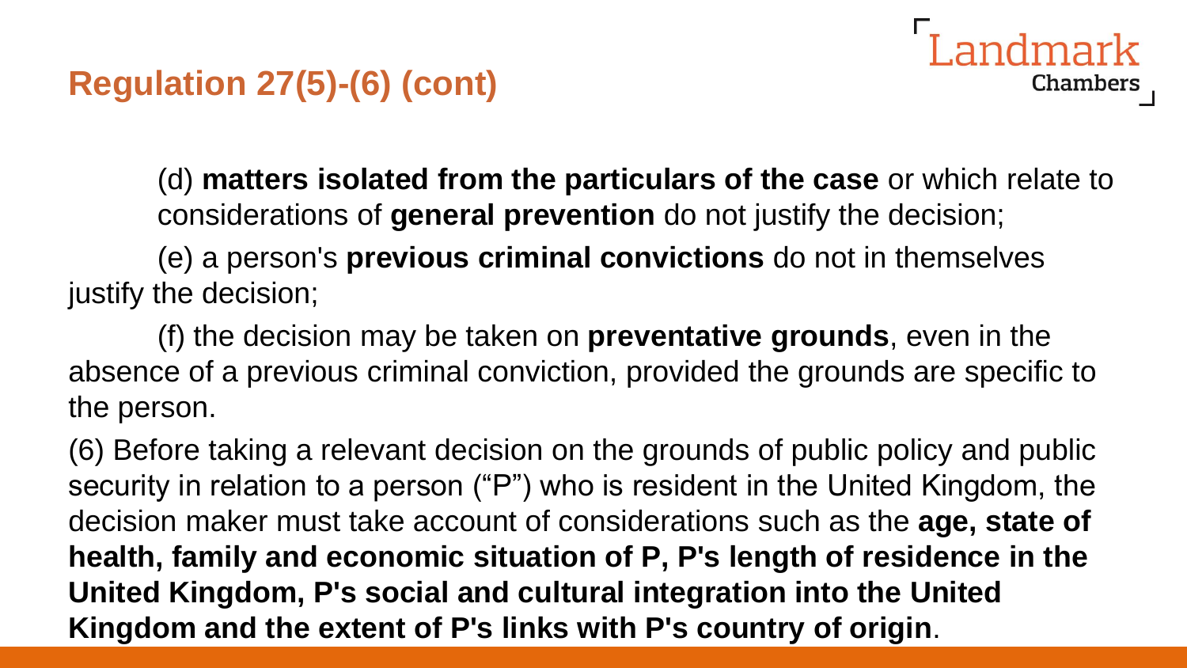## Regulation 27(5)-(6) (cont)

(d) **matters isolated from the particulars of the case** or which relate to considerations of **general prevention** do not justify the decision;

(e) a person's **previous criminal convictions** do not in themselves justify the decision;

(f) the decision may be taken on **preventative grounds**, even in the absence of a previous criminal conviction, provided the grounds are specific to the person.

(6) Before taking a relevant decision on the grounds of public policy and public security in relation to a person ("P") who is resident in the United Kingdom, the decision maker must take account of considerations such as the **age, state of health, family and economic situation of P, P's length of residence in the United Kingdom, P's social and cultural integration into the United Kingdom and the extent of P's links with P's country of origin**.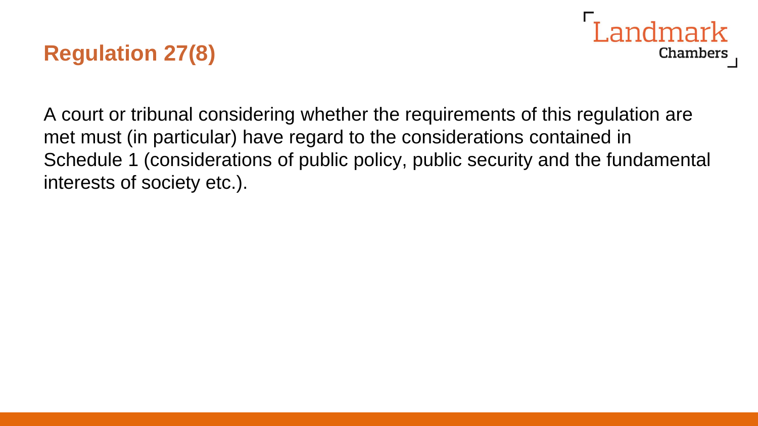## Regulation 27(8)

A court or tribunal considering whether the requirements of this regulation are met must (in particular) have regard to the considerations contained in Schedule 1 (considerations of public policy, public security and the fundamental interests of society etc.).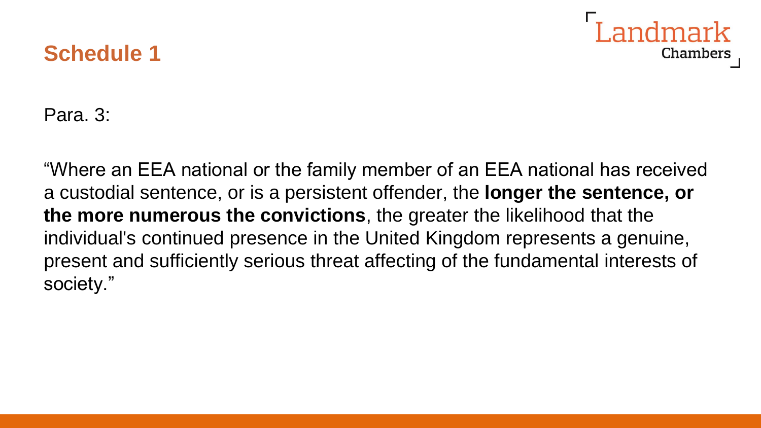# Schedule 1

Para. 3:

“Where an EEA national or the family member of an EEA national has received a custodial sentence, or is a persistent offender, the **longer the sentence, or the more numerous the convictions**, the greater the likelihood that the individual's continued presence in the United Kingdom represents a genuine, present and sufficiently serious threat affecting of the fundamental interests of society.”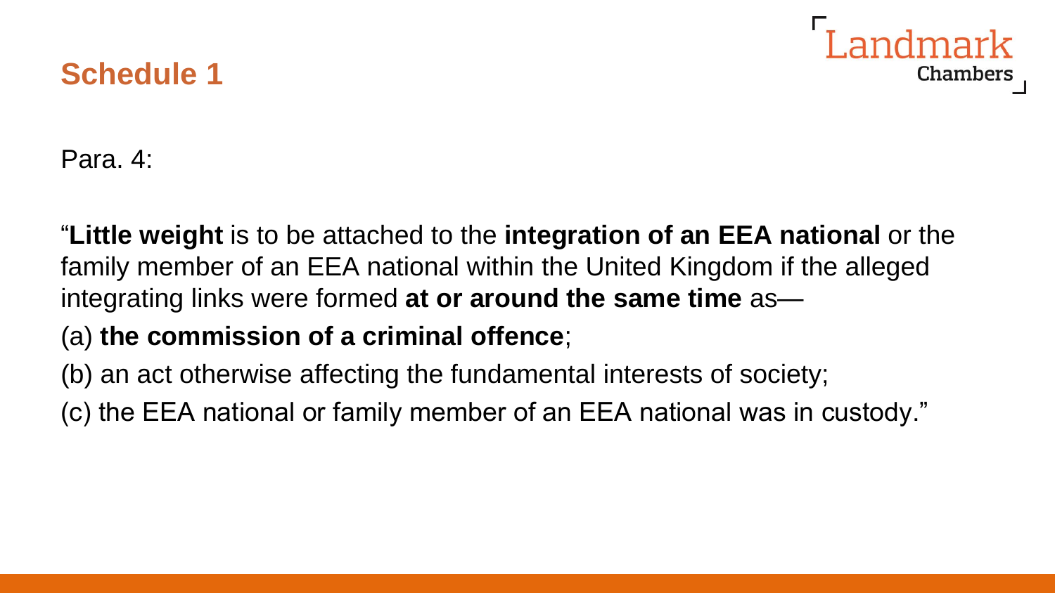# Schedule 1

Para. 4:

"**Little weight** is to be attached to the **integration of an EEA national** or the family member of an EEA national within the United Kingdom if the alleged integrating links were formed **at or around the same time** as—

(a) **the commission of a criminal offence**;

(b) an act otherwise affecting the fundamental interests of society;

(c) the EEA national or family member of an EEA national was in custody."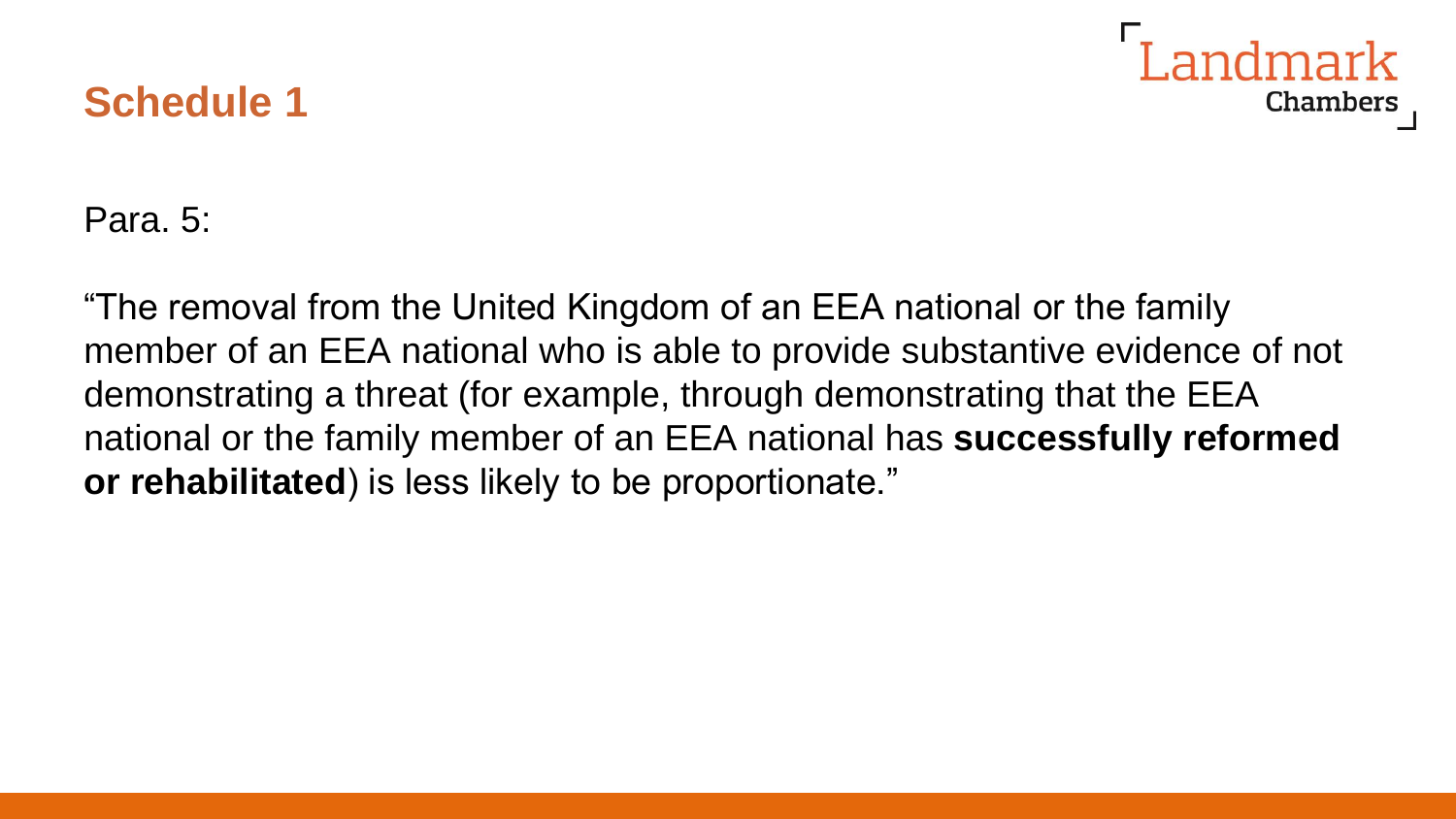## Schedule 1

Para. 5:

“The removal from the United Kingdom of an EEA national or the family member of an EEA national who is able to provide substantive evidence of not demonstrating a threat (for example, through demonstrating that the EEA national or the family member of an EEA national has **successfully reformed or rehabilitated**) is less likely to be proportionate.”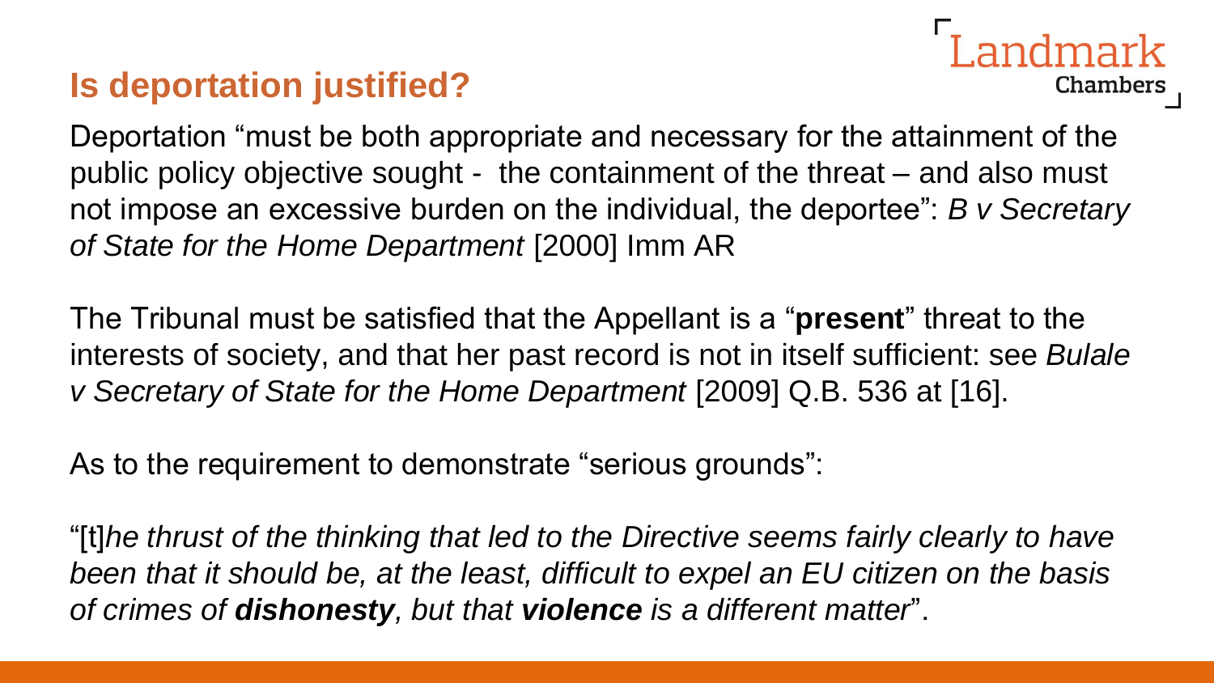## Is deportation justified?

Deportation “must be both appropriate and necessary for the attainment of the public policy objective sought - the containment of the threat – and also must not impose an excessive burden on the individual, the deportee”: *B v Secretary of State for the Home Department* [2000] Imm AR

The Tribunal must be satisfied that the Appellant is a “**present**” threat to the interests of society, and that her past record is not in itself sufficient: see *Bulale v Secretary of State for the Home Department* [2009] Q.B. 536 at [16].

As to the requirement to demonstrate “serious grounds”:

“[t]*he thrust of the thinking that led to the Directive seems fairly clearly to have been that it should be, at the least, difficult to expel an EU citizen on the basis of crimes of **dishonesty**, but that **violence** is a different matter*”.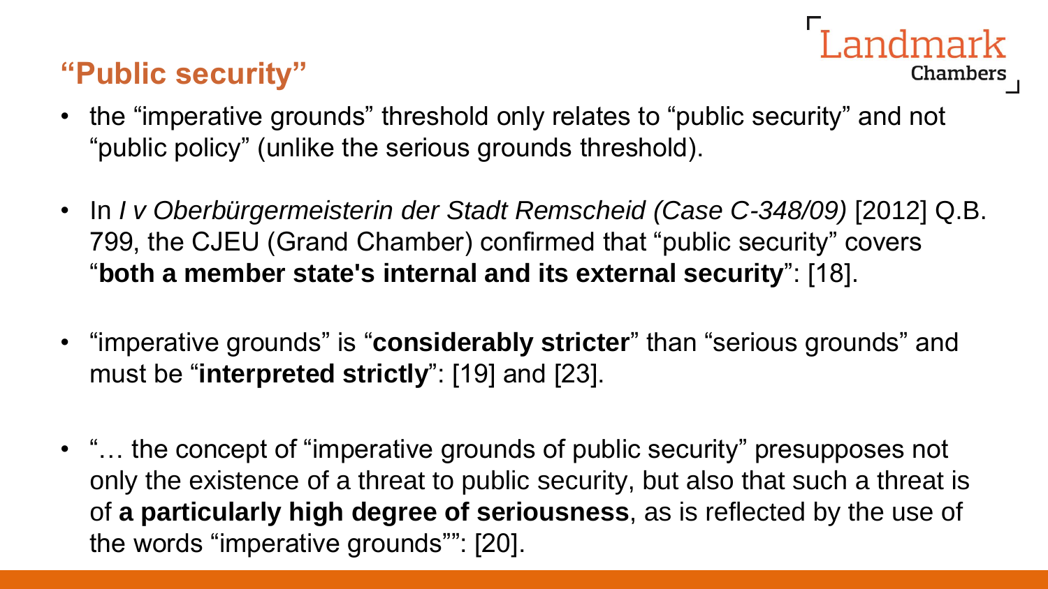## "Public security"

- the "imperative grounds" threshold only relates to "public security" and not "public policy" (unlike the serious grounds threshold).

- In *I v Oberbürgermeisterin der Stadt Remscheid (Case C-348/09)* [2012] Q.B. 799, the CJEU (Grand Chamber) confirmed that "public security" covers "**both a member state's internal and its external security**": [18].

- "imperative grounds" is "**considerably stricter**" than "serious grounds" and must be "**interpreted strictly**": [19] and [23].

- "… the concept of "imperative grounds of public security" presupposes not only the existence of a threat to public security, but also that such a threat is of **a particularly high degree of seriousness**, as is reflected by the use of the words "imperative grounds"": [20].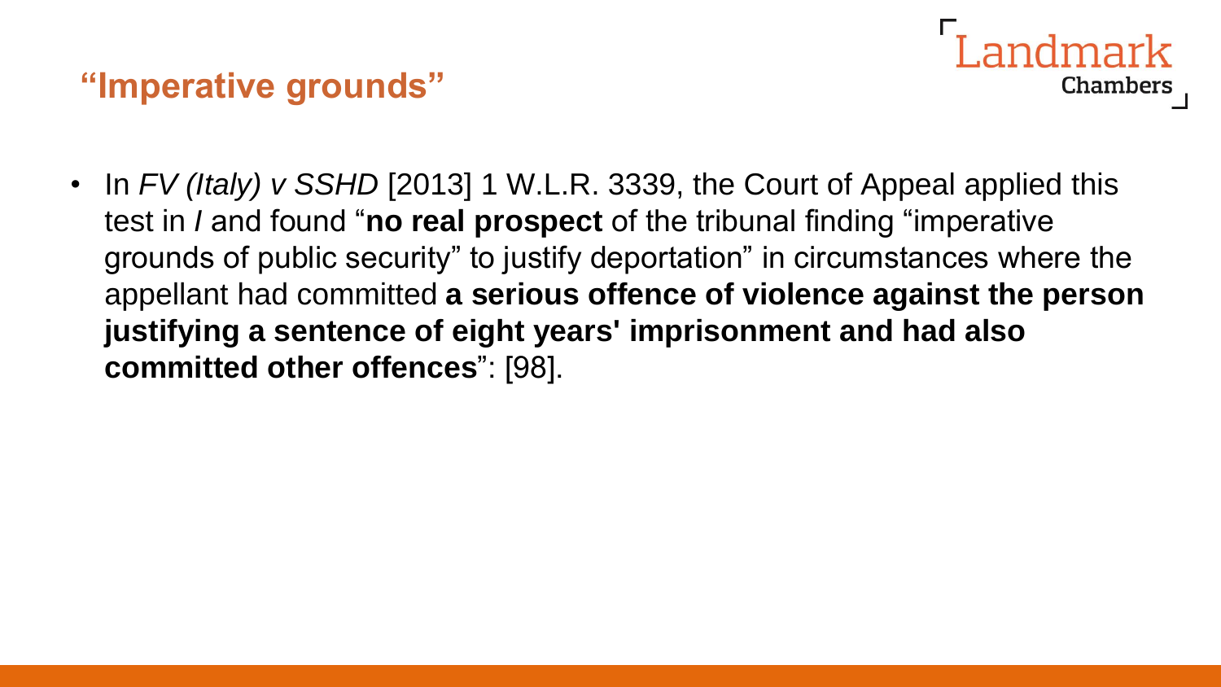## “Imperative grounds”

- In *FV (Italy) v SSHD* [2013] 1 W.L.R. 3339, the Court of Appeal applied this test in *I* and found “**no real prospect** of the tribunal finding “imperative grounds of public security” to justify deportation” in circumstances where the appellant had committed **a serious offence of violence against the person justifying a sentence of eight years' imprisonment and had also committed other offences**”: [98].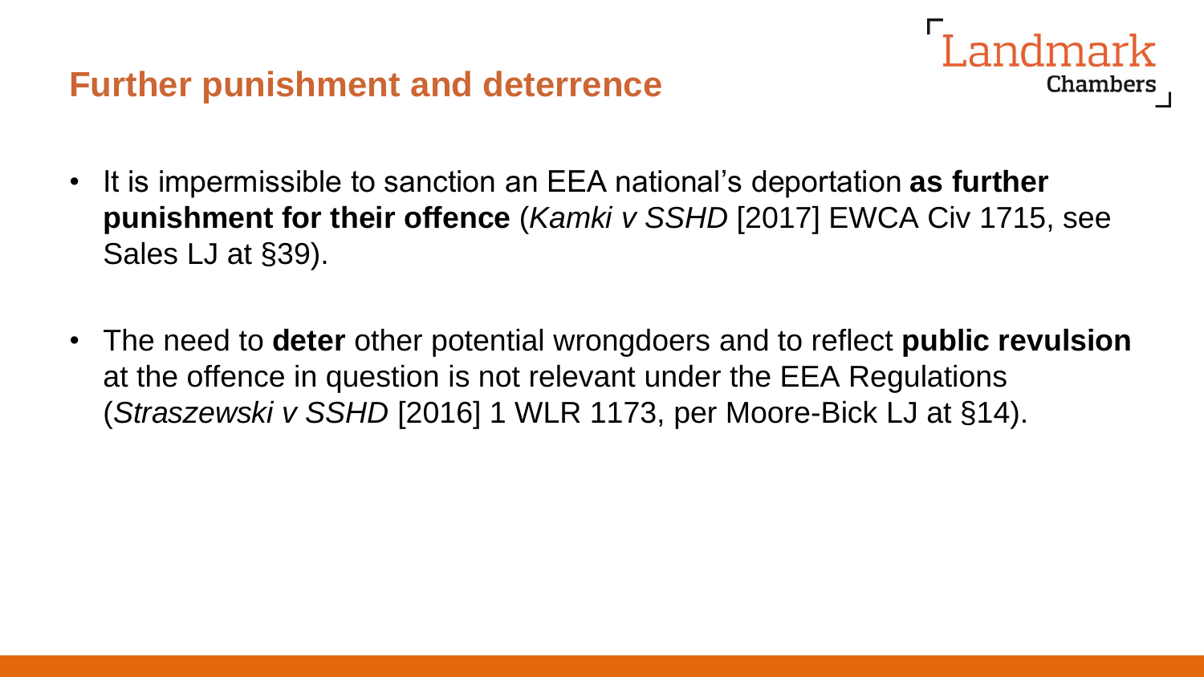## Further punishment and deterrence

- It is impermissible to sanction an EEA national's deportation **as further punishment for their offence** (*Kamki v SSHD* [2017] EWCA Civ 1715, see Sales LJ at §39).

- The need to **deter** other potential wrongdoers and to reflect **public revulsion** at the offence in question is not relevant under the EEA Regulations (*Straszewski v SSHD* [2016] 1 WLR 1173, per Moore-Bick LJ at §14).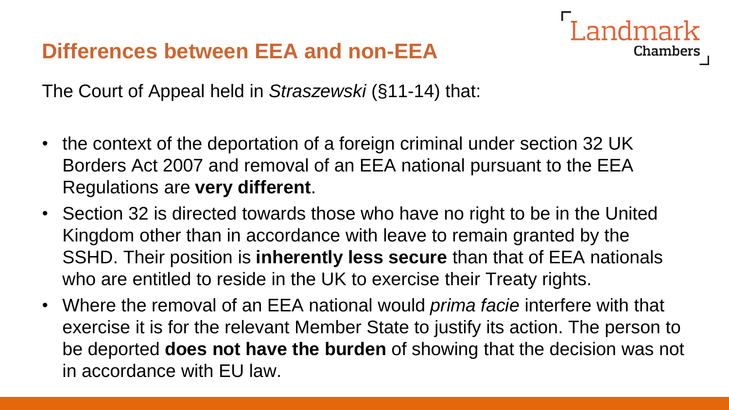## Differences between EEA and non-EEA

The Court of Appeal held in *Straszewski* (§11-14) that:

- the context of the deportation of a foreign criminal under section 32 UK Borders Act 2007 and removal of an EEA national pursuant to the EEA Regulations are **very different**.
- Section 32 is directed towards those who have no right to be in the United Kingdom other than in accordance with leave to remain granted by the SSHD. Their position is **inherently less secure** than that of EEA nationals who are entitled to reside in the UK to exercise their Treaty rights.
- Where the removal of an EEA national would *prima facie* interfere with that exercise it is for the relevant Member State to justify its action. The person to be deported **does not have the burden** of showing that the decision was not in accordance with EU law.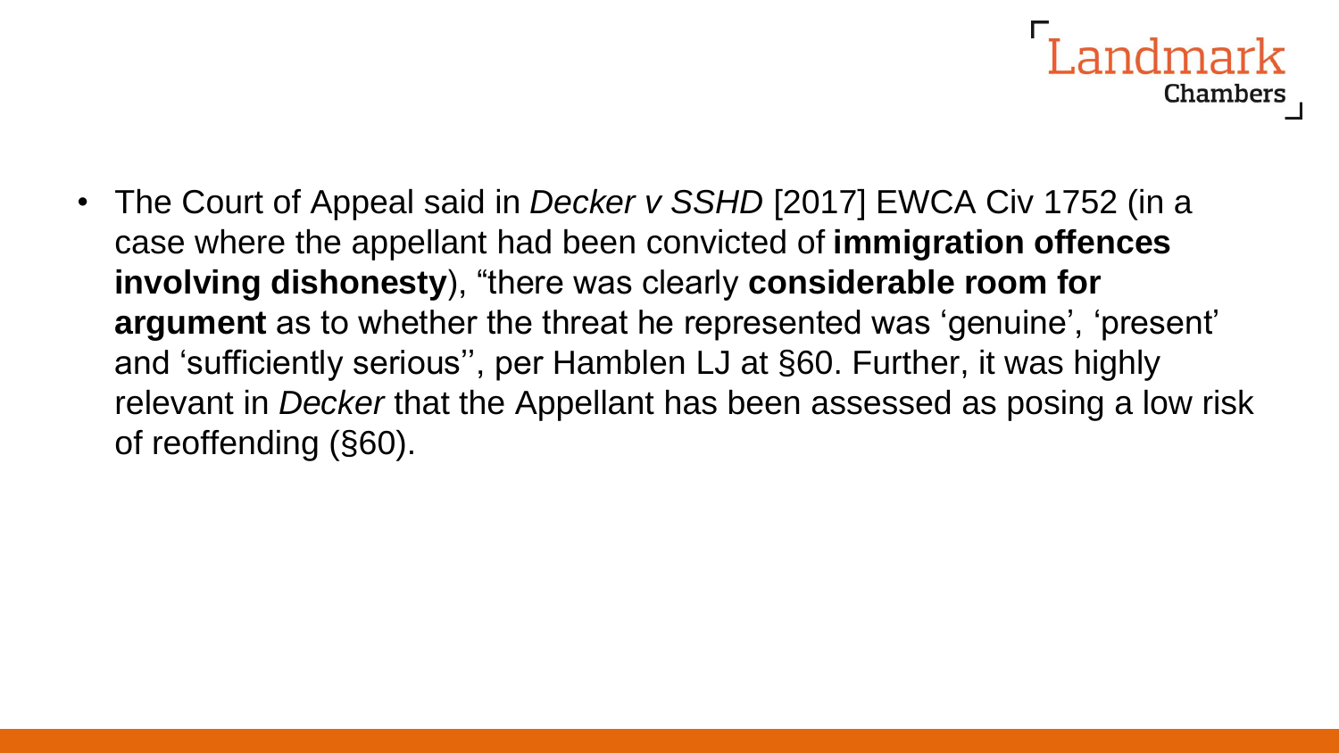- The Court of Appeal said in *Decker v SSHD* [2017] EWCA Civ 1752 (in a case where the appellant had been convicted of **immigration offences involving dishonesty**), "there was clearly **considerable room for argument** as to whether the threat he represented was 'genuine', 'present' and 'sufficiently serious'', per Hamblen LJ at §60. Further, it was highly relevant in *Decker* that the Appellant has been assessed as posing a low risk of reoffending (§60).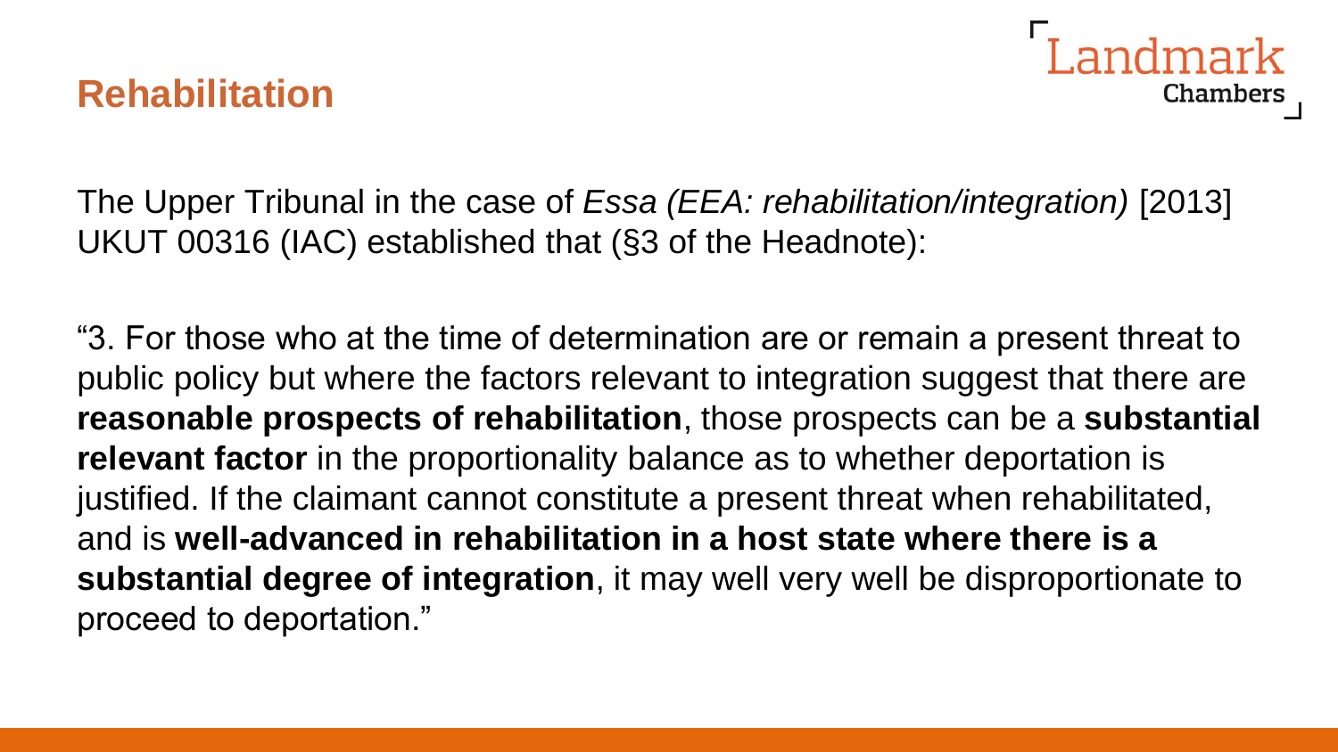## Rehabilitation

The Upper Tribunal in the case of *Essa (EEA: rehabilitation/integration)* [2013] UKUT 00316 (IAC) established that (§3 of the Headnote):

"3. For those who at the time of determination are or remain a present threat to public policy but where the factors relevant to integration suggest that there are **reasonable prospects of rehabilitation**, those prospects can be a **substantial relevant factor** in the proportionality balance as to whether deportation is justified. If the claimant cannot constitute a present threat when rehabilitated, and is **well-advanced in rehabilitation in a host state where there is a substantial degree of integration**, it may well very well be disproportionate to proceed to deportation."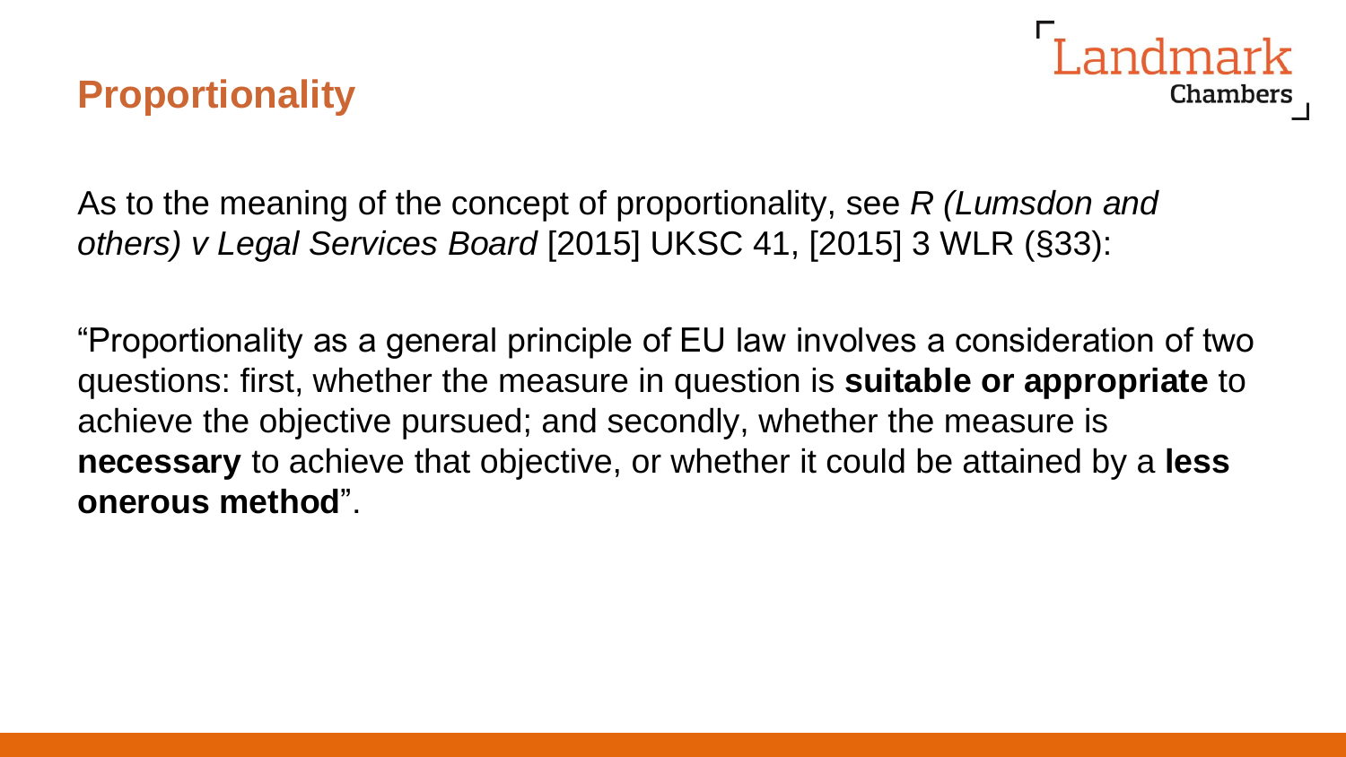## Proportionality

As to the meaning of the concept of proportionality, see *R (Lumsdon and others) v Legal Services Board* [2015] UKSC 41, [2015] 3 WLR (§33):

"Proportionality as a general principle of EU law involves a consideration of two questions: first, whether the measure in question is **suitable or appropriate** to achieve the objective pursued; and secondly, whether the measure is **necessary** to achieve that objective, or whether it could be attained by a **less onerous method**".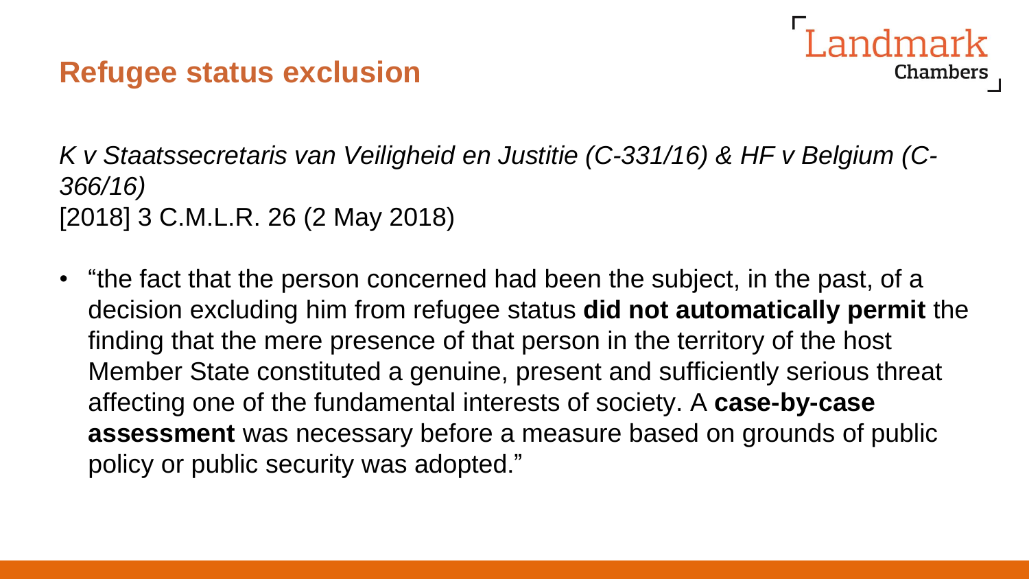# Refugee status exclusion

*K v Staatssecretaris van Veiligheid en Justitie (C-331/16) & HF v Belgium (C-366/16)*
[2018] 3 C.M.L.R. 26 (2 May 2018)

- "the fact that the person concerned had been the subject, in the past, of a decision excluding him from refugee status **did not automatically permit** the finding that the mere presence of that person in the territory of the host Member State constituted a genuine, present and sufficiently serious threat affecting one of the fundamental interests of society. A **case-by-case assessment** was necessary before a measure based on grounds of public policy or public security was adopted."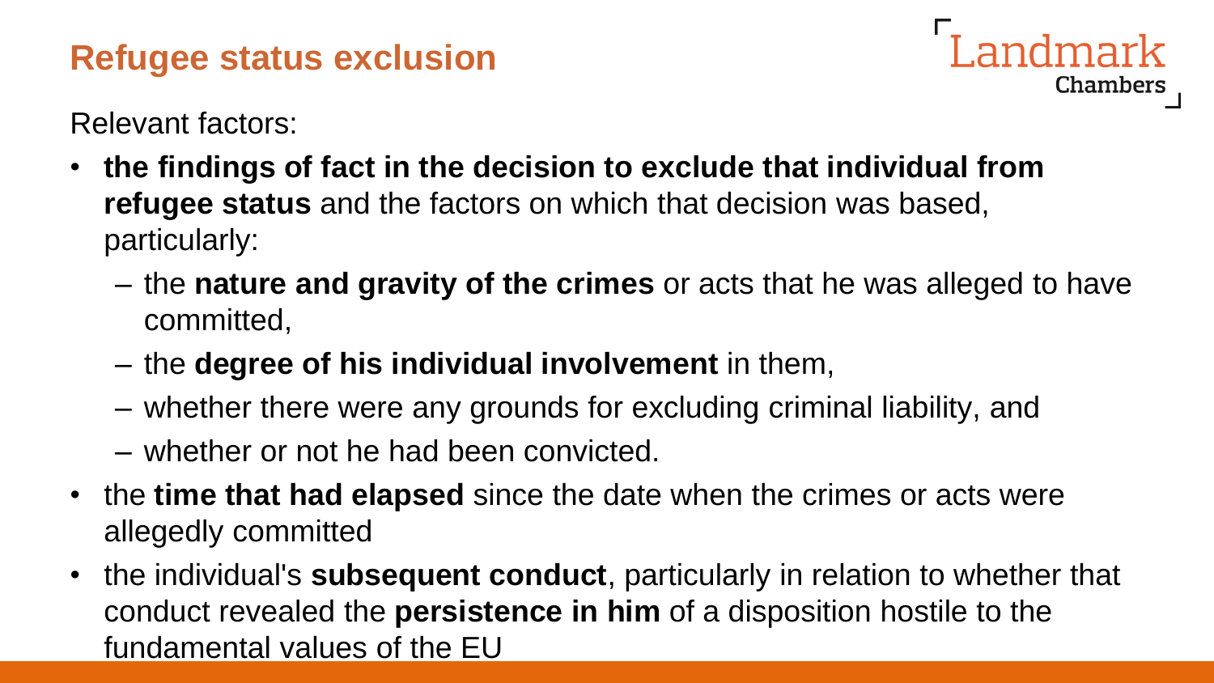# Refugee status exclusion

Relevant factors:

- **the findings of fact in the decision to exclude that individual from refugee status** and the factors on which that decision was based, particularly:
  - the **nature and gravity of the crimes** or acts that he was alleged to have committed,
  - the **degree of his individual involvement** in them,
  - whether there were any grounds for excluding criminal liability, and
  - whether or not he had been convicted.
- the **time that had elapsed** since the date when the crimes or acts were allegedly committed
- the individual's **subsequent conduct**, particularly in relation to whether that conduct revealed the **persistence in him** of a disposition hostile to the fundamental values of the EU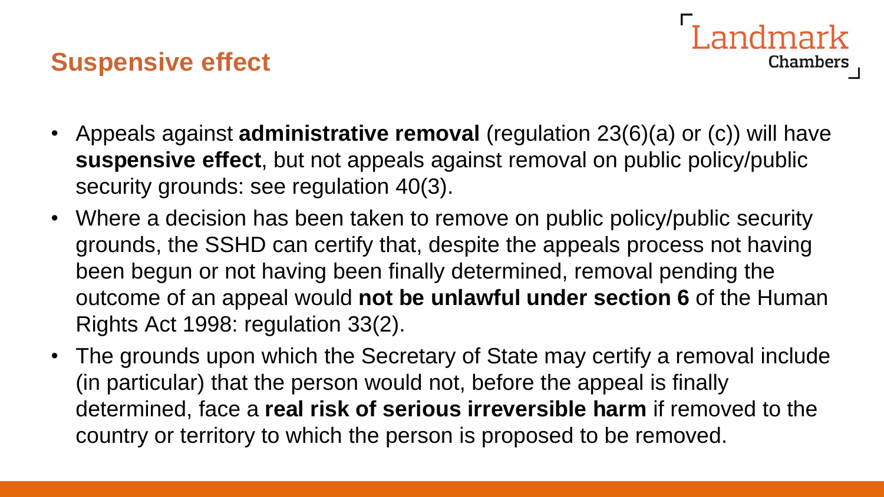## Suspensive effect

- Appeals against **administrative removal** (regulation 23(6)(a) or (c)) will have **suspensive effect**, but not appeals against removal on public policy/public security grounds: see regulation 40(3).
- Where a decision has been taken to remove on public policy/public security grounds, the SSHD can certify that, despite the appeals process not having been begun or not having been finally determined, removal pending the outcome of an appeal would **not be unlawful under section 6** of the Human Rights Act 1998: regulation 33(2).
- The grounds upon which the Secretary of State may certify a removal include (in particular) that the person would not, before the appeal is finally determined, face a **real risk of serious irreversible harm** if removed to the country or territory to which the person is proposed to be removed.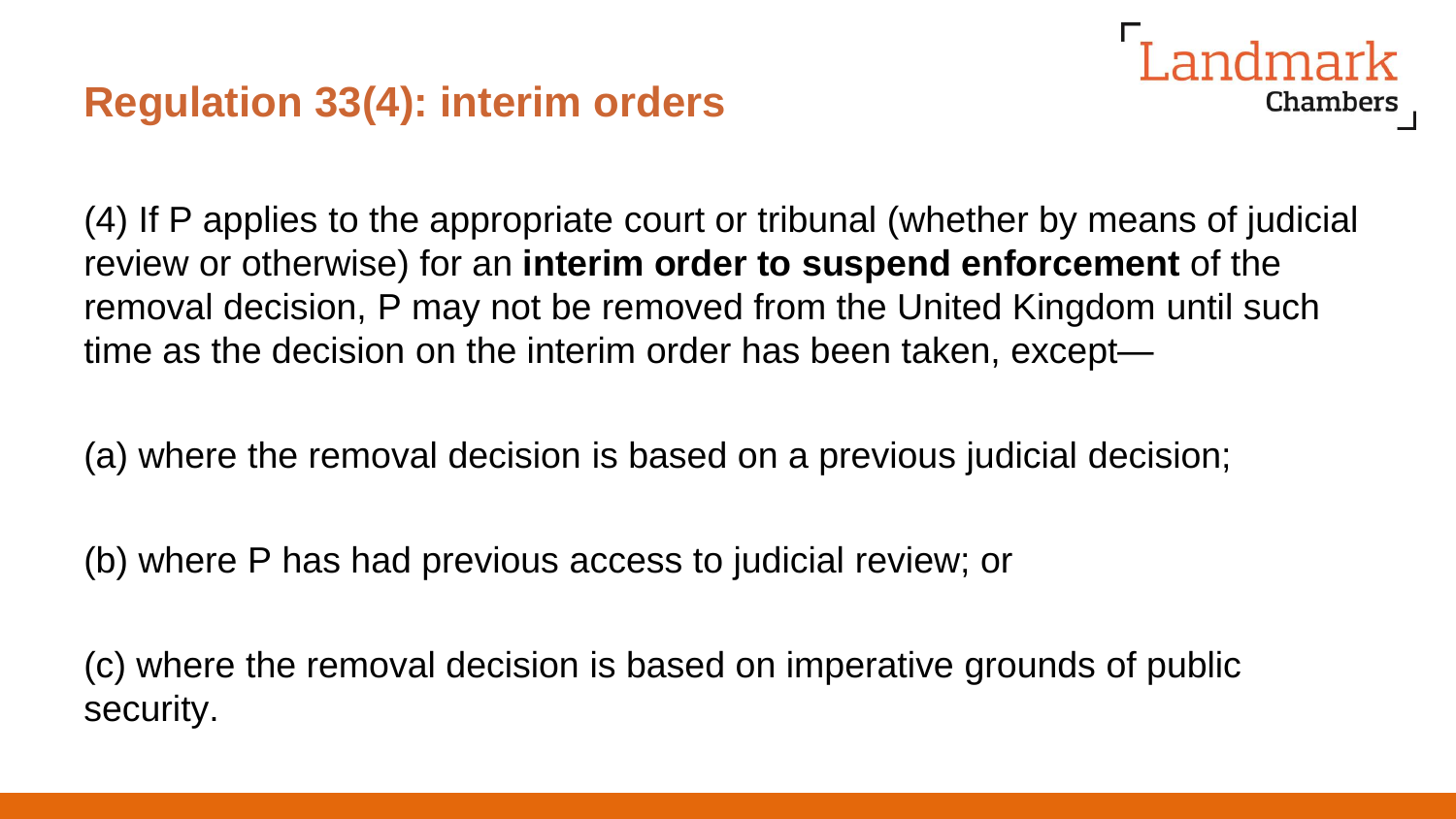## Regulation 33(4): interim orders

(4) If P applies to the appropriate court or tribunal (whether by means of judicial review or otherwise) for an **interim order to suspend enforcement** of the removal decision, P may not be removed from the United Kingdom until such time as the decision on the interim order has been taken, except—

(a) where the removal decision is based on a previous judicial decision;

(b) where P has had previous access to judicial review; or

(c) where the removal decision is based on imperative grounds of public security.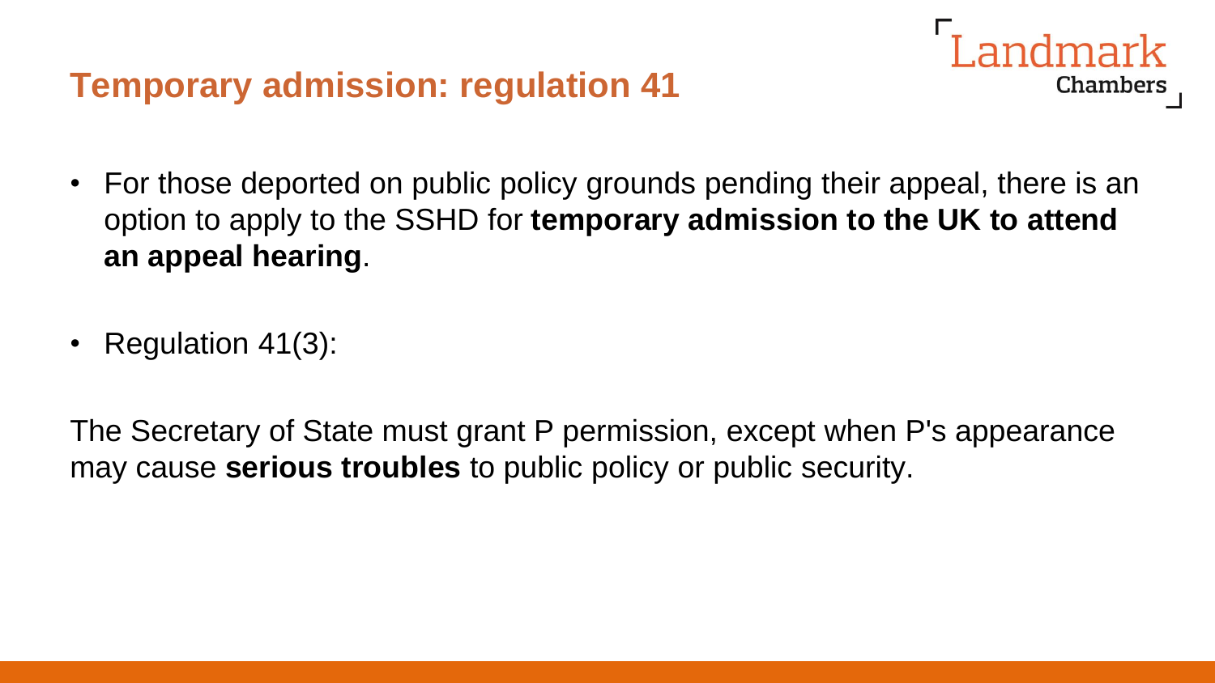## Temporary admission: regulation 41

- For those deported on public policy grounds pending their appeal, there is an option to apply to the SSHD for **temporary admission to the UK to attend an appeal hearing**.
- Regulation 41(3):

The Secretary of State must grant P permission, except when P's appearance may cause **serious troubles** to public policy or public security.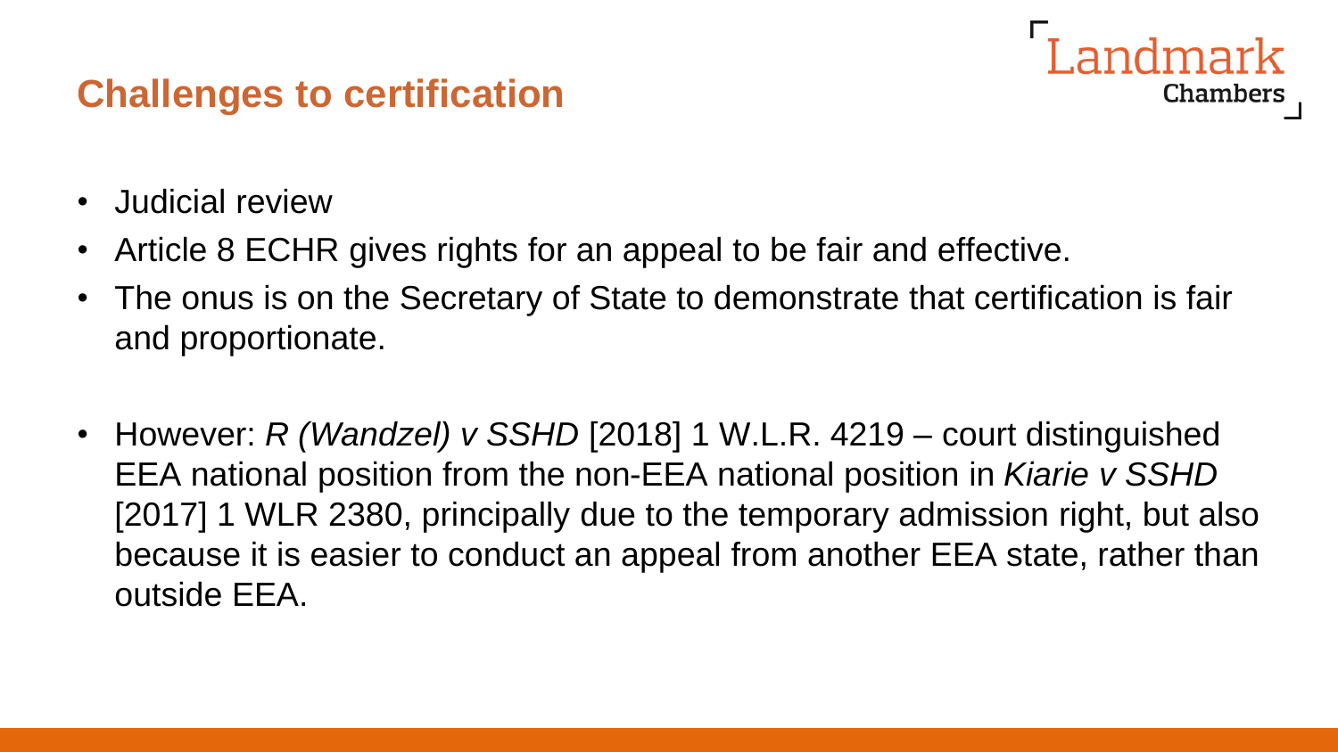## Challenges to certification

- Judicial review
- Article 8 ECHR gives rights for an appeal to be fair and effective.
- The onus is on the Secretary of State to demonstrate that certification is fair and proportionate.

- However: *R (Wandzel) v SSHD* [2018] 1 W.L.R. 4219 – court distinguished EEA national position from the non-EEA national position in *Kiarie v SSHD* [2017] 1 WLR 2380, principally due to the temporary admission right, but also because it is easier to conduct an appeal from another EEA state, rather than outside EEA.